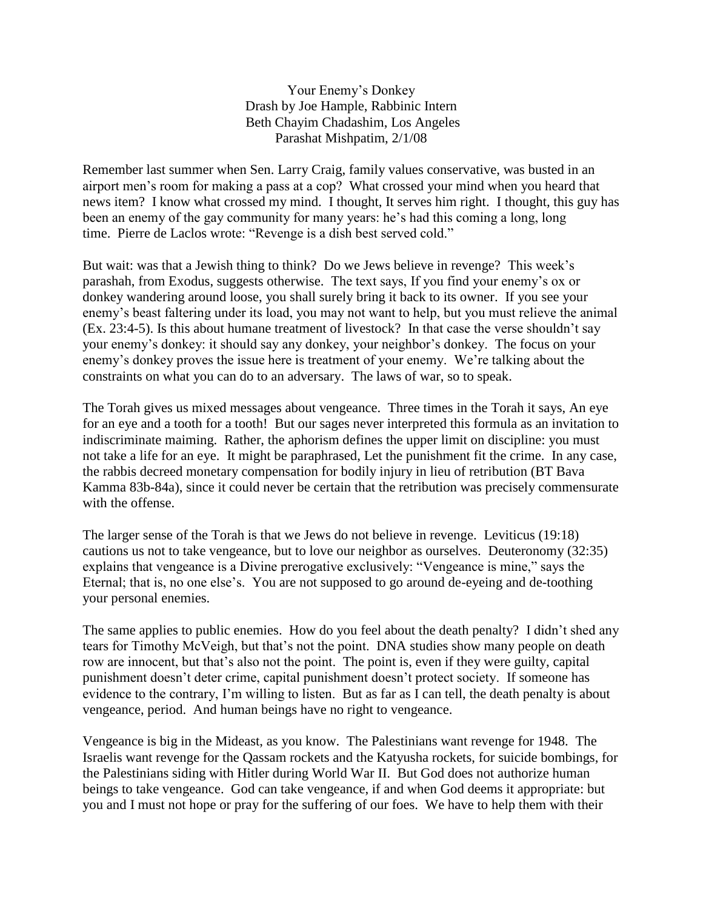# Your Enemy's Donkey

Drash by Joe Hample, Rabbinic Intern  
Beth Chayim Chadashim, Los Angeles  
Parashat Mishpatim, 2/1/08

Remember last summer when Sen. Larry Craig, family values conservative, was busted in an airport men's room for making a pass at a cop? What crossed your mind when you heard that news item? I know what crossed my mind. I thought, It serves him right. I thought, this guy has been an enemy of the gay community for many years: he's had this coming a long, long time. Pierre de Laclos wrote: "Revenge is a dish best served cold."

But wait: was that a Jewish thing to think? Do we Jews believe in revenge? This week's parashah, from Exodus, suggests otherwise. The text says, If you find your enemy's ox or donkey wandering around loose, you shall surely bring it back to its owner. If you see your enemy's beast faltering under its load, you may not want to help, but you must relieve the animal (Ex. 23:4-5). Is this about humane treatment of livestock? In that case the verse shouldn't say your enemy's donkey: it should say any donkey, your neighbor's donkey. The focus on your enemy's donkey proves the issue here is treatment of your enemy. We're talking about the constraints on what you can do to an adversary. The laws of war, so to speak.

The Torah gives us mixed messages about vengeance. Three times in the Torah it says, An eye for an eye and a tooth for a tooth! But our sages never interpreted this formula as an invitation to indiscriminate maiming. Rather, the aphorism defines the upper limit on discipline: you must not take a life for an eye. It might be paraphrased, Let the punishment fit the crime. In any case, the rabbis decreed monetary compensation for bodily injury in lieu of retribution (BT Bava Kamma 83b-84a), since it could never be certain that the retribution was precisely commensurate with the offense.

The larger sense of the Torah is that we Jews do not believe in revenge. Leviticus (19:18) cautions us not to take vengeance, but to love our neighbor as ourselves. Deuteronomy (32:35) explains that vengeance is a Divine prerogative exclusively: "Vengeance is mine," says the Eternal; that is, no one else's. You are not supposed to go around de-eyeing and de-toothing your personal enemies.

The same applies to public enemies. How do you feel about the death penalty? I didn't shed any tears for Timothy McVeigh, but that's not the point. DNA studies show many people on death row are innocent, but that's also not the point. The point is, even if they were guilty, capital punishment doesn't deter crime, capital punishment doesn't protect society. If someone has evidence to the contrary, I'm willing to listen. But as far as I can tell, the death penalty is about vengeance, period. And human beings have no right to vengeance.

Vengeance is big in the Mideast, as you know. The Palestinians want revenge for 1948. The Israelis want revenge for the Qassam rockets and the Katyusha rockets, for suicide bombings, for the Palestinians siding with Hitler during World War II. But God does not authorize human beings to take vengeance. God can take vengeance, if and when God deems it appropriate: but you and I must not hope or pray for the suffering of our foes. We have to help them with their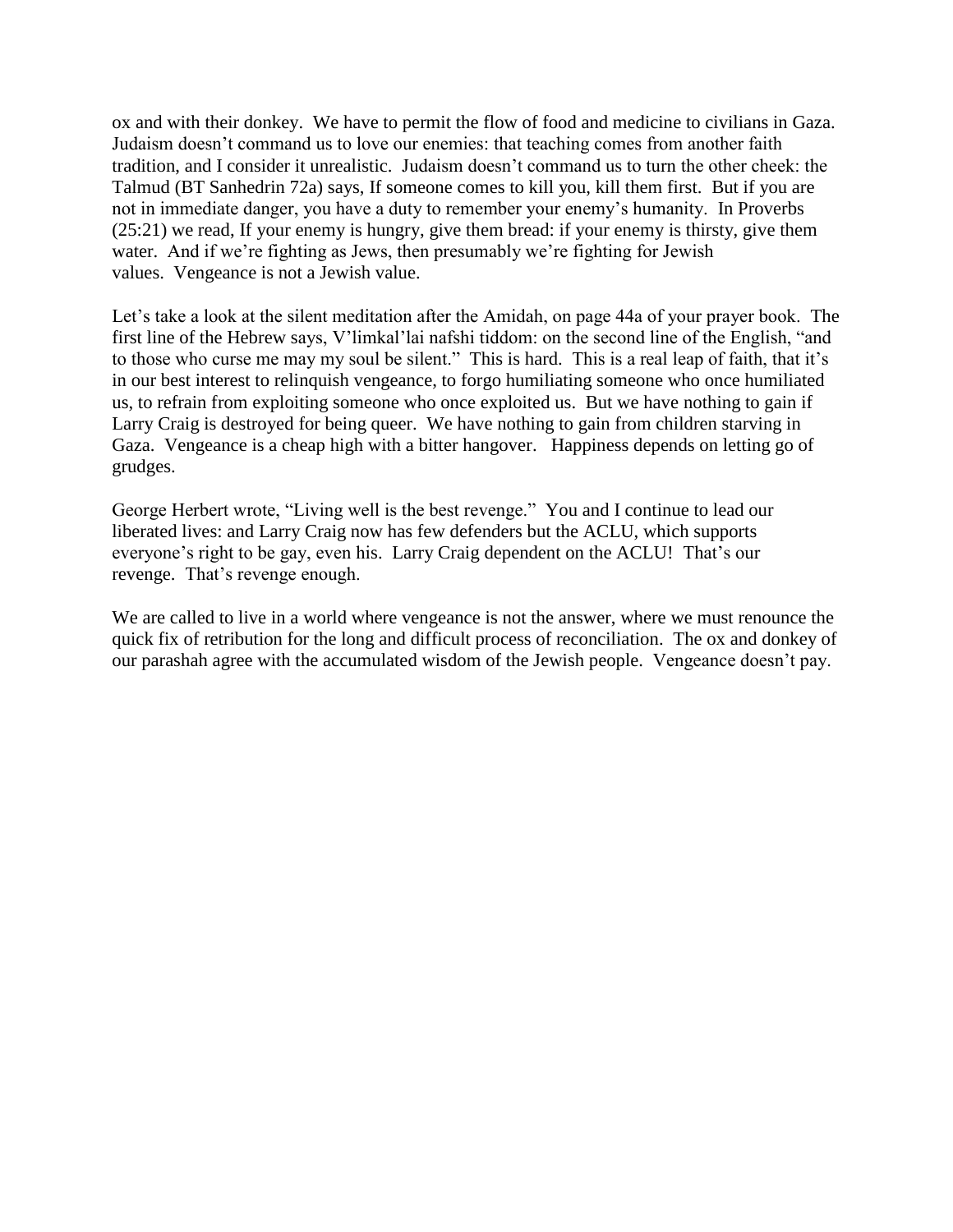ox and with their donkey. We have to permit the flow of food and medicine to civilians in Gaza. Judaism doesn't command us to love our enemies: that teaching comes from another faith tradition, and I consider it unrealistic. Judaism doesn't command us to turn the other cheek: the Talmud (BT Sanhedrin 72a) says, If someone comes to kill you, kill them first. But if you are not in immediate danger, you have a duty to remember your enemy's humanity. In Proverbs (25:21) we read, If your enemy is hungry, give them bread: if your enemy is thirsty, give them water. And if we're fighting as Jews, then presumably we're fighting for Jewish values. Vengeance is not a Jewish value.

Let's take a look at the silent meditation after the Amidah, on page 44a of your prayer book. The first line of the Hebrew says, V'limkal'lai nafshi tiddom: on the second line of the English, "and to those who curse me may my soul be silent." This is hard. This is a real leap of faith, that it's in our best interest to relinquish vengeance, to forgo humiliating someone who once humiliated us, to refrain from exploiting someone who once exploited us. But we have nothing to gain if Larry Craig is destroyed for being queer. We have nothing to gain from children starving in Gaza. Vengeance is a cheap high with a bitter hangover. Happiness depends on letting go of grudges.

George Herbert wrote, "Living well is the best revenge." You and I continue to lead our liberated lives: and Larry Craig now has few defenders but the ACLU, which supports everyone's right to be gay, even his. Larry Craig dependent on the ACLU! That's our revenge. That's revenge enough.

We are called to live in a world where vengeance is not the answer, where we must renounce the quick fix of retribution for the long and difficult process of reconciliation. The ox and donkey of our parashah agree with the accumulated wisdom of the Jewish people. Vengeance doesn't pay.